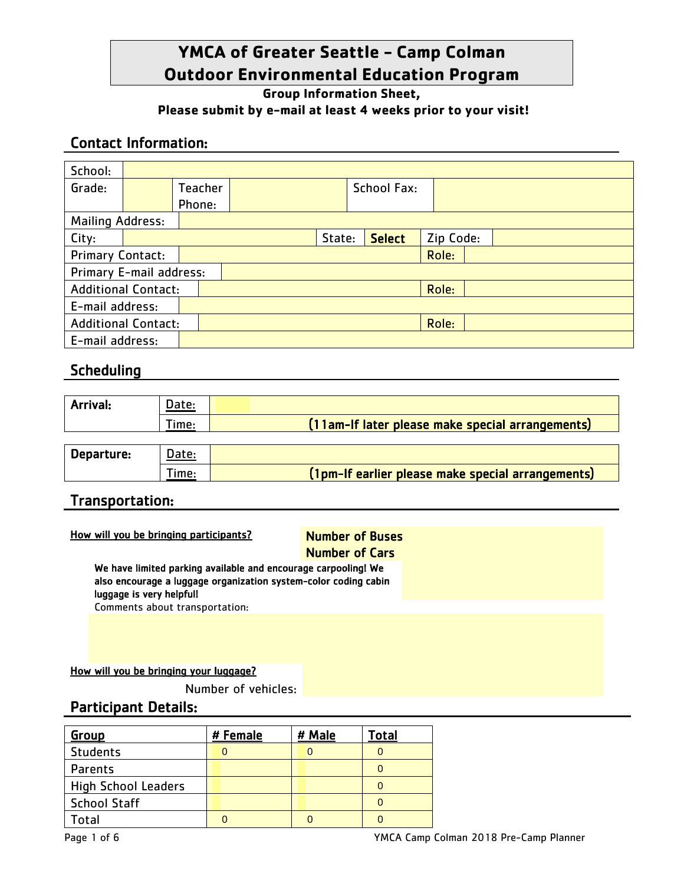# YMCA of Greater Seattle - Camp Colman
# Outdoor Environmental Education Program

**Group Information Sheet,**
**Please submit by e-mail at least 4 weeks prior to your visit!**

## Contact Information:

| School: | | | | | | |
|---|---|---|---|---|---|---|
| Grade: | | Teacher Phone: | | School Fax: | | |
| Mailing Address: | | | | | | |
| City: | | State: | Select | Zip Code: | | |
| Primary Contact: | | | | Role: | | |
| Primary E-mail address: | | | | | | |
| Additional Contact: | | | | Role: | | |
| E-mail address: | | | | | | |
| Additional Contact: | | | | Role: | | |
| E-mail address: | | | | | | |

## Scheduling

| Arrival: | Date: | |
|---|---|---|
| | Time: | (11am-If later please make special arrangements) |

| Departure: | Date: | |
|---|---|---|
| | Time: | (1pm-If earlier please make special arrangements) |

## Transportation:

How will you be bringing participants?

Number of Buses

Number of Cars

We have limited parking available and encourage carpooling! We also encourage a luggage organization system-color coding cabin luggage is very helpful!

Comments about transportation:

How will you be bringing your luggage?

Number of vehicles:

## Participant Details:

| Group | # Female | # Male | Total |
|---|---|---|---|
| Students | 0 | 0 | 0 |
| Parents | | | 0 |
| High School Leaders | | | 0 |
| School Staff | | | 0 |
| Total | 0 | 0 | 0 |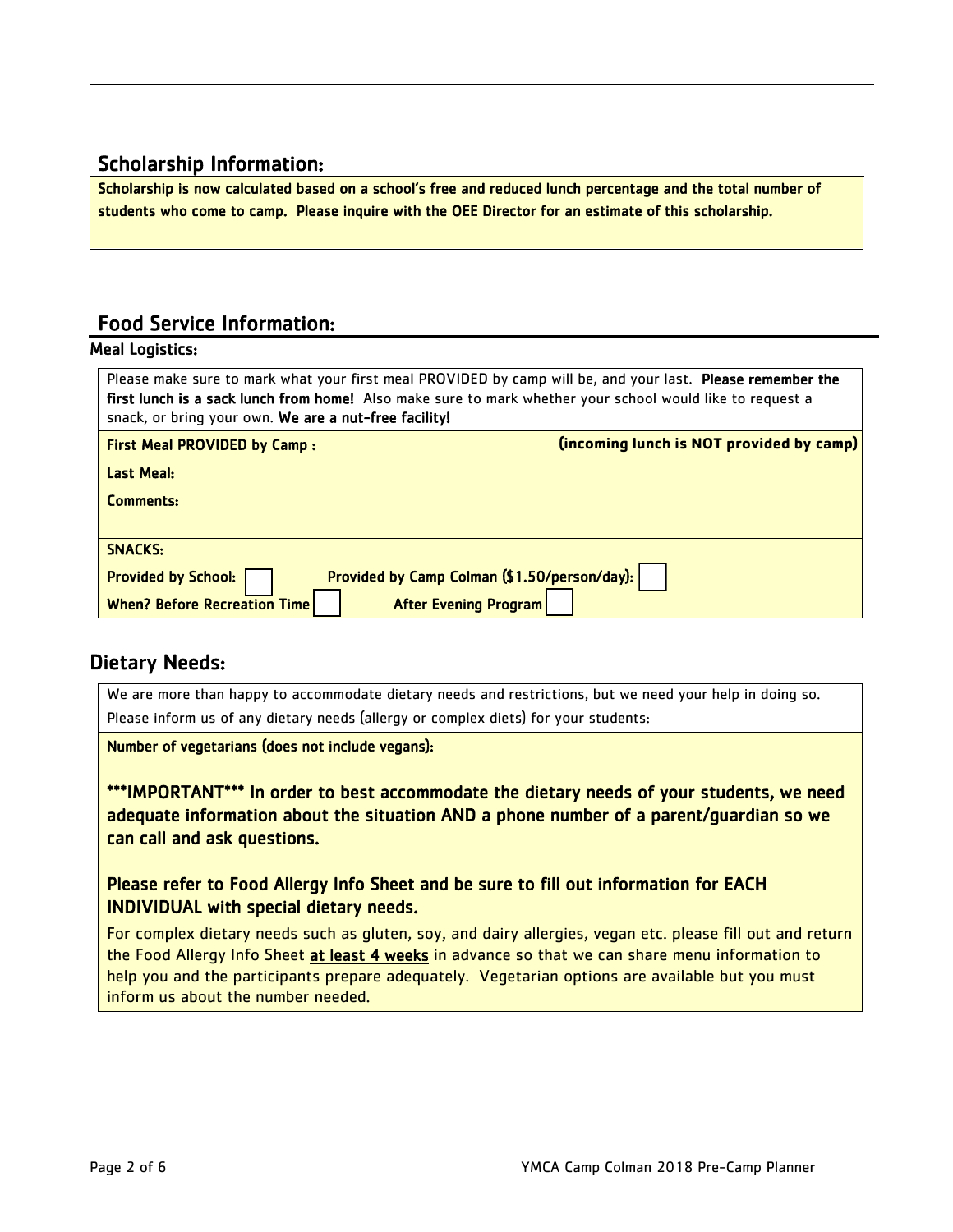## Scholarship Information:

**Scholarship is now calculated based on a school's free and reduced lunch percentage and the total number of students who come to camp. Please inquire with the OEE Director for an estimate of this scholarship.**

## Food Service Information:

### Meal Logistics:

Please make sure to mark what your first meal PROVIDED by camp will be, and your last. **Please remember the first lunch is a sack lunch from home!** Also make sure to mark whether your school would like to request a snack, or bring your own. **We are a nut-free facility!**

**First Meal PROVIDED by Camp :** **(incoming lunch is NOT provided by camp)**

**Last Meal:**

**Comments:**

**SNACKS:**

**Provided by School:** ☐ **Provided by Camp Colman ($1.50/person/day):** ☐

**When? Before Recreation Time** ☐ **After Evening Program** ☐

## Dietary Needs:

We are more than happy to accommodate dietary needs and restrictions, but we need your help in doing so. Please inform us of any dietary needs (allergy or complex diets) for your students:

**Number of vegetarians (does not include vegans):**

**\*\*\*IMPORTANT\*\*\* In order to best accommodate the dietary needs of your students, we need adequate information about the situation AND a phone number of a parent/guardian so we can call and ask questions.**

**Please refer to Food Allergy Info Sheet and be sure to fill out information for EACH INDIVIDUAL with special dietary needs.**

For complex dietary needs such as gluten, soy, and dairy allergies, vegan etc. please fill out and return the Food Allergy Info Sheet **at least 4 weeks** in advance so that we can share menu information to help you and the participants prepare adequately. Vegetarian options are available but you must inform us about the number needed.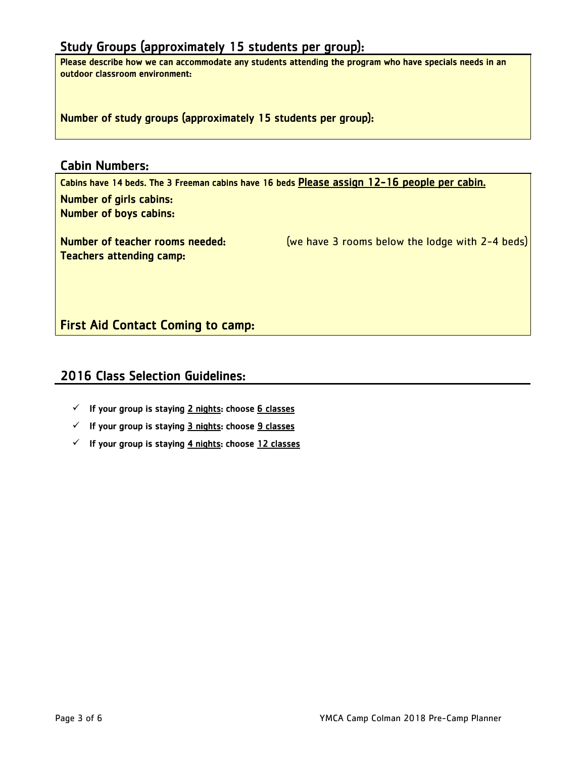## Study Groups (approximately 15 students per group):

**Please describe how we can accommodate any students attending the program who have specials needs in an outdoor classroom environment:**

**Number of study groups (approximately 15 students per group):**

## Cabin Numbers:

**Cabins have 14 beds. The 3 Freeman cabins have 16 beds** <u>Please assign 12-16 people per cabin.</u>

**Number of girls cabins:**
**Number of boys cabins:**

**Number of teacher rooms needed:** (we have 3 rooms below the lodge with 2-4 beds)
**Teachers attending camp:**

**First Aid Contact Coming to camp:**

## 2016 Class Selection Guidelines:

- ✓ **If your group is staying <u>2 nights</u>: choose <u>6 classes</u>**
- ✓ **If your group is staying <u>3 nights</u>: choose <u>9 classes</u>**
- ✓ **If your group is staying <u>4 nights</u>: choose <u>12 classes</u>**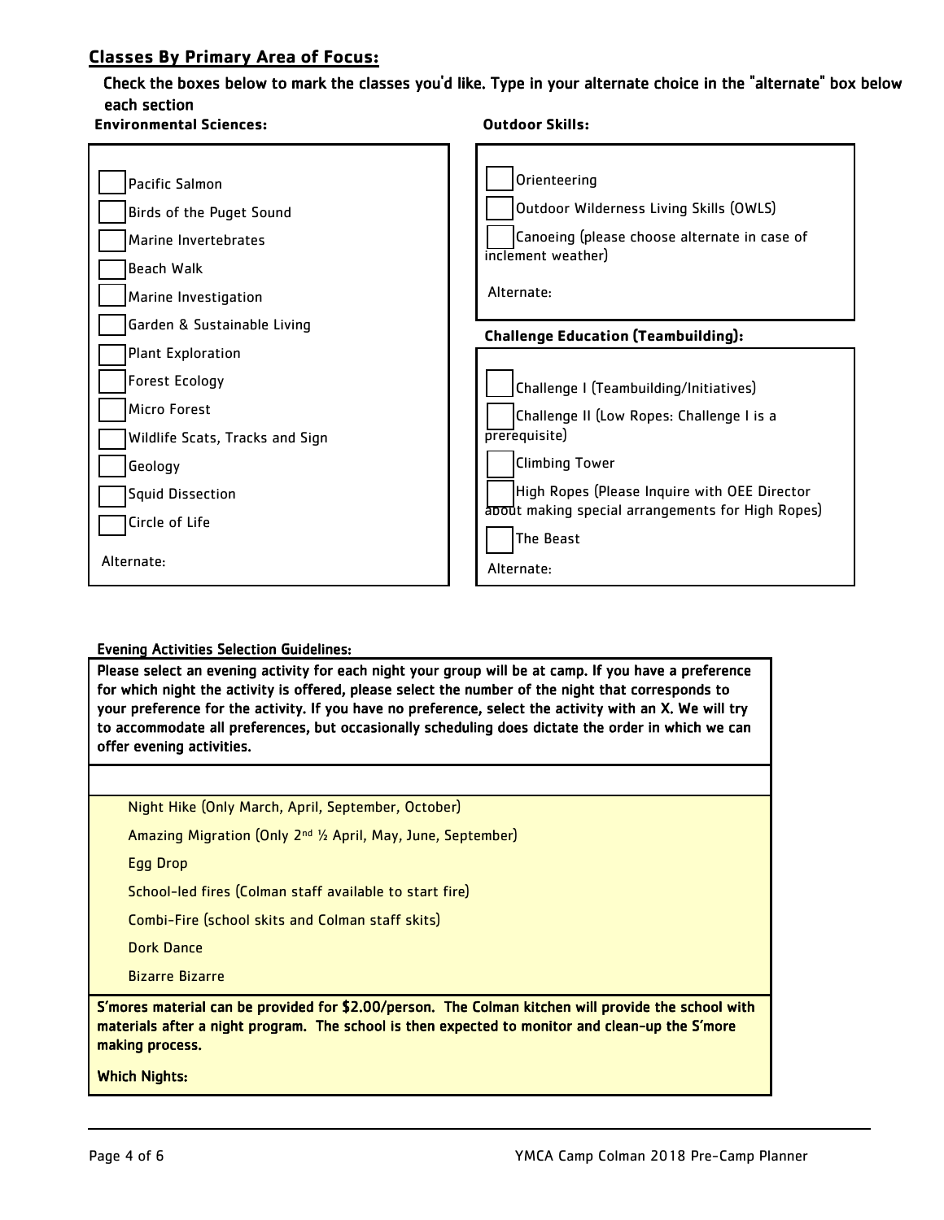## Classes By Primary Area of Focus:

Check the boxes below to mark the classes you'd like. Type in your alternate choice in the "alternate" box below each section

**Environmental Sciences:**

- [ ] Pacific Salmon
- [ ] Birds of the Puget Sound
- [ ] Marine Invertebrates
- [ ] Beach Walk
- [ ] Marine Investigation
- [ ] Garden & Sustainable Living
- [ ] Plant Exploration
- [ ] Forest Ecology
- [ ] Micro Forest
- [ ] Wildlife Scats, Tracks and Sign
- [ ] Geology
- [ ] Squid Dissection
- [ ] Circle of Life

Alternate:

**Outdoor Skills:**

- [ ] Orienteering
- [ ] Outdoor Wilderness Living Skills (OWLS)
- [ ] Canoeing (please choose alternate in case of inclement weather)

Alternate:

**Challenge Education (Teambuilding):**

- [ ] Challenge I (Teambuilding/Initiatives)
- [ ] Challenge II (Low Ropes: Challenge I is a prerequisite)
- [ ] Climbing Tower
- [ ] High Ropes (Please Inquire with OEE Director about making special arrangements for High Ropes)
- [ ] The Beast

Alternate:

**Evening Activities Selection Guidelines:**

Please select an evening activity for each night your group will be at camp. If you have a preference for which night the activity is offered, please select the number of the night that corresponds to your preference for the activity. If you have no preference, select the activity with an X. We will try to accommodate all preferences, but occasionally scheduling does dictate the order in which we can offer evening activities.

- Night Hike (Only March, April, September, October)
- Amazing Migration (Only 2nd ½ April, May, June, September)
- Egg Drop
- School-led fires (Colman staff available to start fire)
- Combi-Fire (school skits and Colman staff skits)
- Dork Dance
- Bizarre Bizarre

S'mores material can be provided for $2.00/person. The Colman kitchen will provide the school with materials after a night program. The school is then expected to monitor and clean-up the S'more making process.

Which Nights: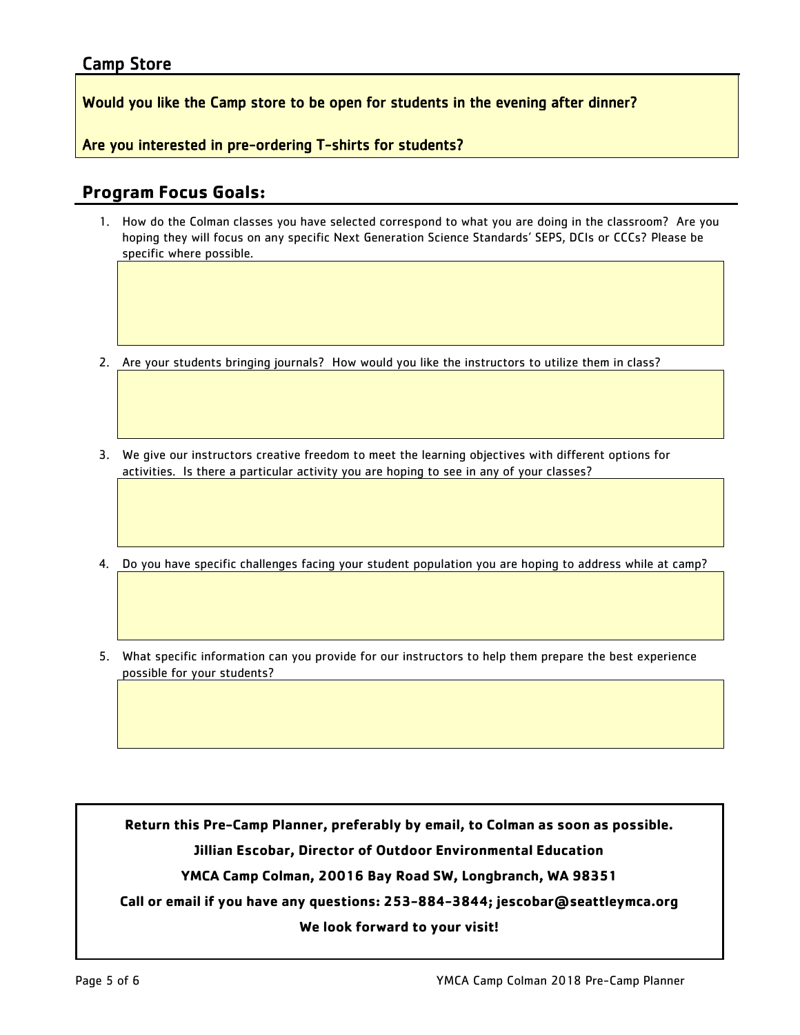## Camp Store

**Would you like the Camp store to be open for students in the evening after dinner?**

**Are you interested in pre-ordering T-shirts for students?**

## Program Focus Goals:

1. How do the Colman classes you have selected correspond to what you are doing in the classroom? Are you hoping they will focus on any specific Next Generation Science Standards' SEPS, DCIs or CCCs? Please be specific where possible.

2. Are your students bringing journals? How would you like the instructors to utilize them in class?

3. We give our instructors creative freedom to meet the learning objectives with different options for activities. Is there a particular activity you are hoping to see in any of your classes?

4. Do you have specific challenges facing your student population you are hoping to address while at camp?

5. What specific information can you provide for our instructors to help them prepare the best experience possible for your students?

**Return this Pre-Camp Planner, preferably by email, to Colman as soon as possible.**

**Jillian Escobar, Director of Outdoor Environmental Education**

**YMCA Camp Colman, 20016 Bay Road SW, Longbranch, WA 98351**

**Call or email if you have any questions: 253-884-3844; jescobar@seattleymca.org**

**We look forward to your visit!**